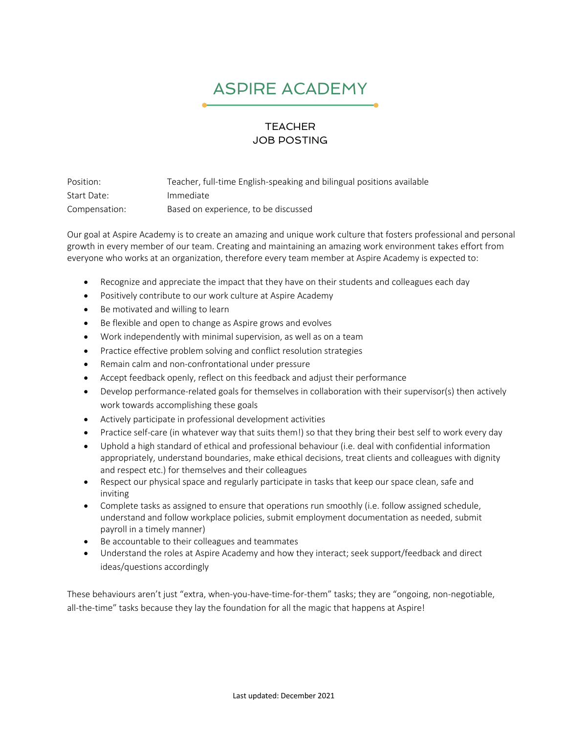# ASPIRE ACADEMY

## TEACHER
## JOB POSTING

| | |
|---|---|
| Position: | Teacher, full-time English-speaking and bilingual positions available |
| Start Date: | Immediate |
| Compensation: | Based on experience, to be discussed |

Our goal at Aspire Academy is to create an amazing and unique work culture that fosters professional and personal growth in every member of our team. Creating and maintaining an amazing work environment takes effort from everyone who works at an organization, therefore every team member at Aspire Academy is expected to:

- Recognize and appreciate the impact that they have on their students and colleagues each day
- Positively contribute to our work culture at Aspire Academy
- Be motivated and willing to learn
- Be flexible and open to change as Aspire grows and evolves
- Work independently with minimal supervision, as well as on a team
- Practice effective problem solving and conflict resolution strategies
- Remain calm and non-confrontational under pressure
- Accept feedback openly, reflect on this feedback and adjust their performance
- Develop performance-related goals for themselves in collaboration with their supervisor(s) then actively work towards accomplishing these goals
- Actively participate in professional development activities
- Practice self-care (in whatever way that suits them!) so that they bring their best self to work every day
- Uphold a high standard of ethical and professional behaviour (i.e. deal with confidential information appropriately, understand boundaries, make ethical decisions, treat clients and colleagues with dignity and respect etc.) for themselves and their colleagues
- Respect our physical space and regularly participate in tasks that keep our space clean, safe and inviting
- Complete tasks as assigned to ensure that operations run smoothly (i.e. follow assigned schedule, understand and follow workplace policies, submit employment documentation as needed, submit payroll in a timely manner)
- Be accountable to their colleagues and teammates
- Understand the roles at Aspire Academy and how they interact; seek support/feedback and direct ideas/questions accordingly

These behaviours aren't just "extra, when-you-have-time-for-them" tasks; they are "ongoing, non-negotiable, all-the-time" tasks because they lay the foundation for all the magic that happens at Aspire!

Last updated: December 2021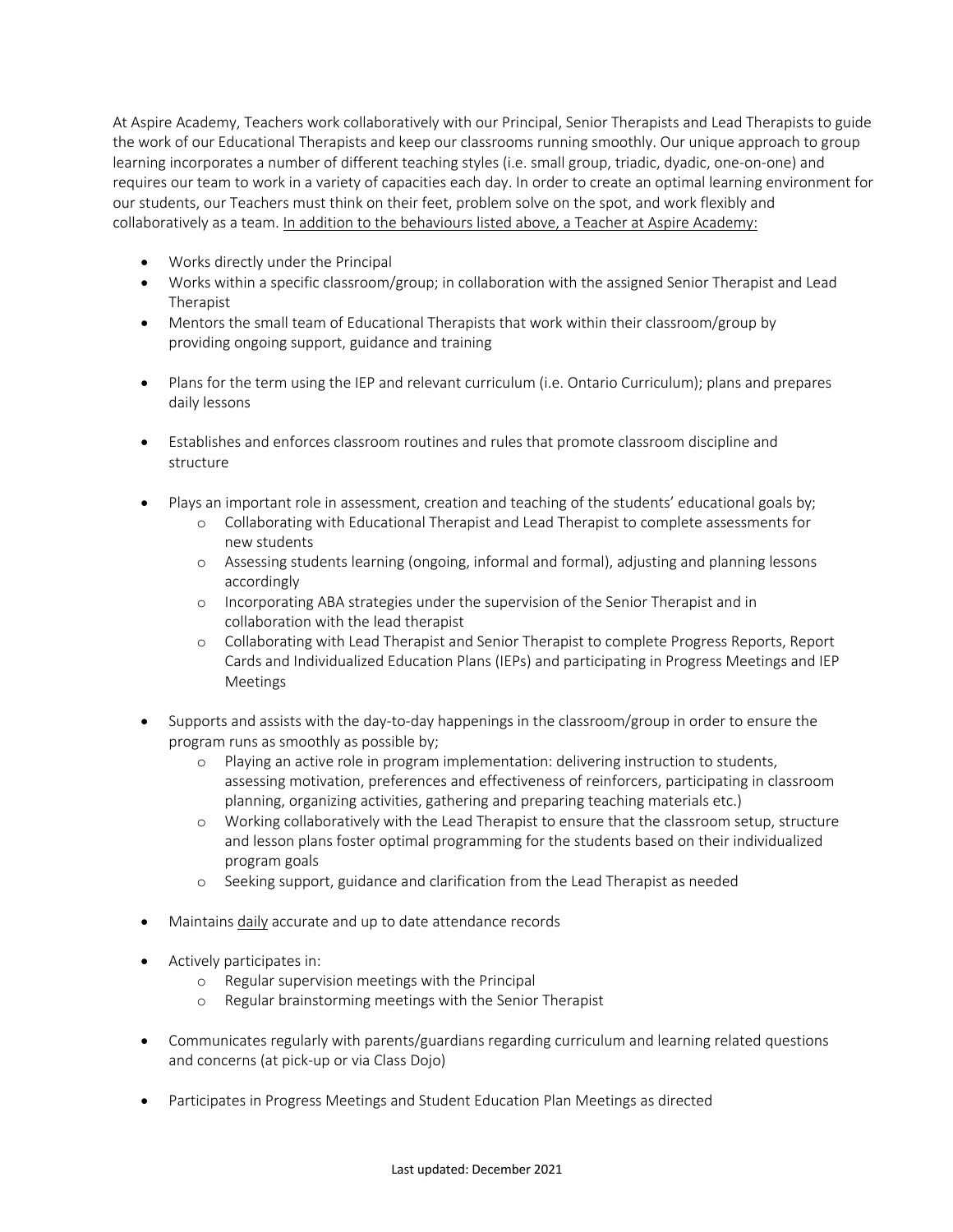At Aspire Academy, Teachers work collaboratively with our Principal, Senior Therapists and Lead Therapists to guide the work of our Educational Therapists and keep our classrooms running smoothly. Our unique approach to group learning incorporates a number of different teaching styles (i.e. small group, triadic, dyadic, one-on-one) and requires our team to work in a variety of capacities each day. In order to create an optimal learning environment for our students, our Teachers must think on their feet, problem solve on the spot, and work flexibly and collaboratively as a team. <u>In addition to the behaviours listed above, a Teacher at Aspire Academy:</u>

- Works directly under the Principal
- Works within a specific classroom/group; in collaboration with the assigned Senior Therapist and Lead Therapist
- Mentors the small team of Educational Therapists that work within their classroom/group by providing ongoing support, guidance and training
- Plans for the term using the IEP and relevant curriculum (i.e. Ontario Curriculum); plans and prepares daily lessons
- Establishes and enforces classroom routines and rules that promote classroom discipline and structure
- Plays an important role in assessment, creation and teaching of the students' educational goals by;
    - Collaborating with Educational Therapist and Lead Therapist to complete assessments for new students
    - Assessing students learning (ongoing, informal and formal), adjusting and planning lessons accordingly
    - Incorporating ABA strategies under the supervision of the Senior Therapist and in collaboration with the lead therapist
    - Collaborating with Lead Therapist and Senior Therapist to complete Progress Reports, Report Cards and Individualized Education Plans (IEPs) and participating in Progress Meetings and IEP Meetings
- Supports and assists with the day-to-day happenings in the classroom/group in order to ensure the program runs as smoothly as possible by;
    - Playing an active role in program implementation: delivering instruction to students, assessing motivation, preferences and effectiveness of reinforcers, participating in classroom planning, organizing activities, gathering and preparing teaching materials etc.)
    - Working collaboratively with the Lead Therapist to ensure that the classroom setup, structure and lesson plans foster optimal programming for the students based on their individualized program goals
    - Seeking support, guidance and clarification from the Lead Therapist as needed
- Maintains <u>daily</u> accurate and up to date attendance records
- Actively participates in:
    - Regular supervision meetings with the Principal
    - Regular brainstorming meetings with the Senior Therapist
- Communicates regularly with parents/guardians regarding curriculum and learning related questions and concerns (at pick-up or via Class Dojo)
- Participates in Progress Meetings and Student Education Plan Meetings as directed

Last updated: December 2021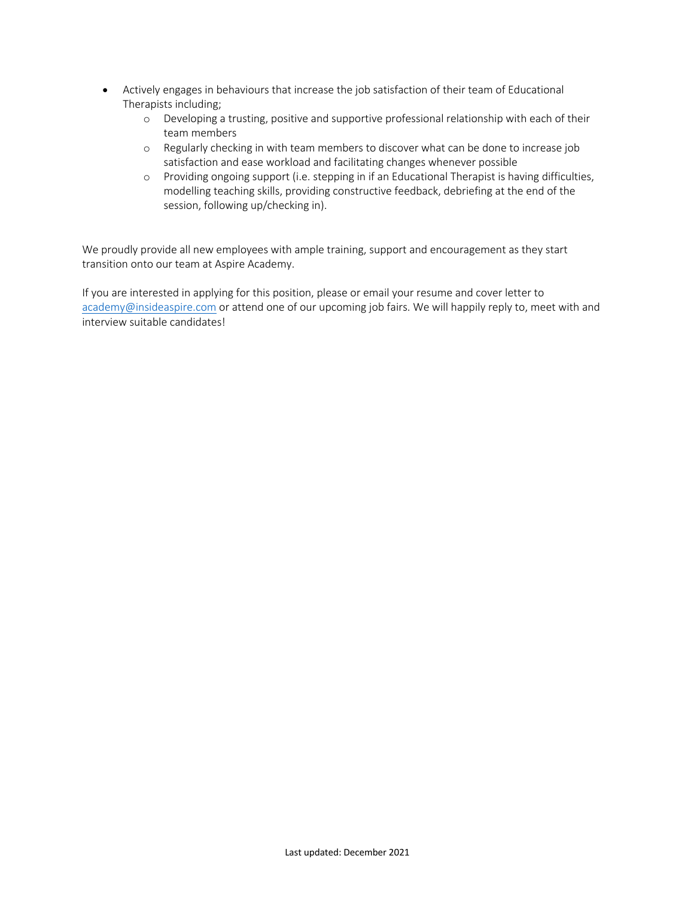- Actively engages in behaviours that increase the job satisfaction of their team of Educational Therapists including;
    - Developing a trusting, positive and supportive professional relationship with each of their team members
    - Regularly checking in with team members to discover what can be done to increase job satisfaction and ease workload and facilitating changes whenever possible
    - Providing ongoing support (i.e. stepping in if an Educational Therapist is having difficulties, modelling teaching skills, providing constructive feedback, debriefing at the end of the session, following up/checking in).

We proudly provide all new employees with ample training, support and encouragement as they start transition onto our team at Aspire Academy.

If you are interested in applying for this position, please or email your resume and cover letter to academy@insideaspire.com or attend one of our upcoming job fairs. We will happily reply to, meet with and interview suitable candidates!

Last updated: December 2021